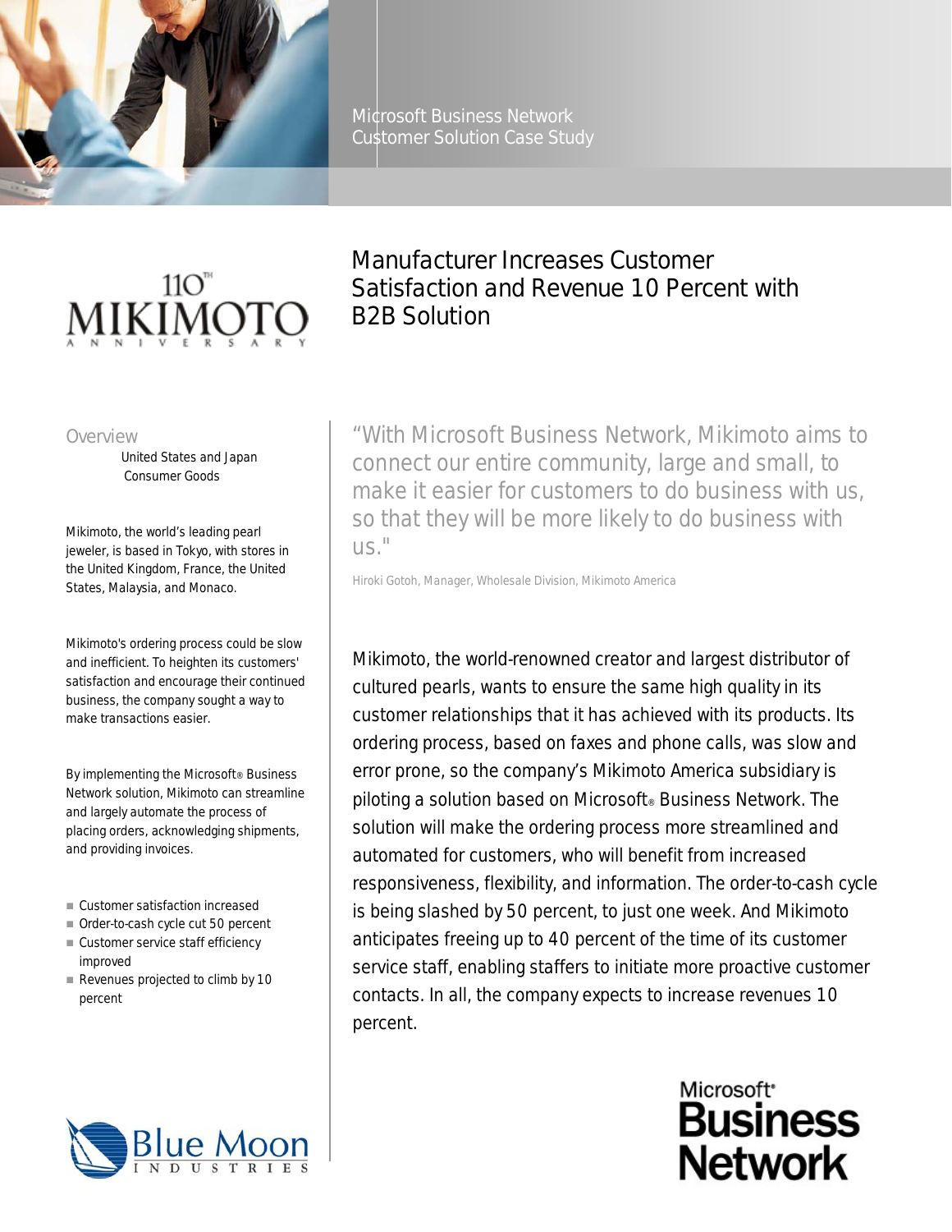Microsoft Business Network
Customer Solution Case Study

# Manufacturer Increases Customer Satisfaction and Revenue 10 Percent with B2B Solution

## Overview

United States and Japan
Consumer Goods

Mikimoto, the world's leading pearl jeweler, is based in Tokyo, with stores in the United Kingdom, France, the United States, Malaysia, and Monaco.

Mikimoto's ordering process could be slow and inefficient. To heighten its customers' satisfaction and encourage their continued business, the company sought a way to make transactions easier.

By implementing the Microsoft® Business Network solution, Mikimoto can streamline and largely automate the process of placing orders, acknowledging shipments, and providing invoices.

- Customer satisfaction increased
- Order-to-cash cycle cut 50 percent
- Customer service staff efficiency improved
- Revenues projected to climb by 10 percent

"With Microsoft Business Network, Mikimoto aims to connect our entire community, large and small, to make it easier for customers to do business with us, so that they will be more likely to do business with us."

Hiroki Gotoh, Manager, Wholesale Division, Mikimoto America

Mikimoto, the world-renowned creator and largest distributor of cultured pearls, wants to ensure the same high quality in its customer relationships that it has achieved with its products. Its ordering process, based on faxes and phone calls, was slow and error prone, so the company's Mikimoto America subsidiary is piloting a solution based on Microsoft® Business Network. The solution will make the ordering process more streamlined and automated for customers, who will benefit from increased responsiveness, flexibility, and information. The order-to-cash cycle is being slashed by 50 percent, to just one week. And Mikimoto anticipates freeing up to 40 percent of the time of its customer service staff, enabling staffers to initiate more proactive customer contacts. In all, the company expects to increase revenues 10 percent.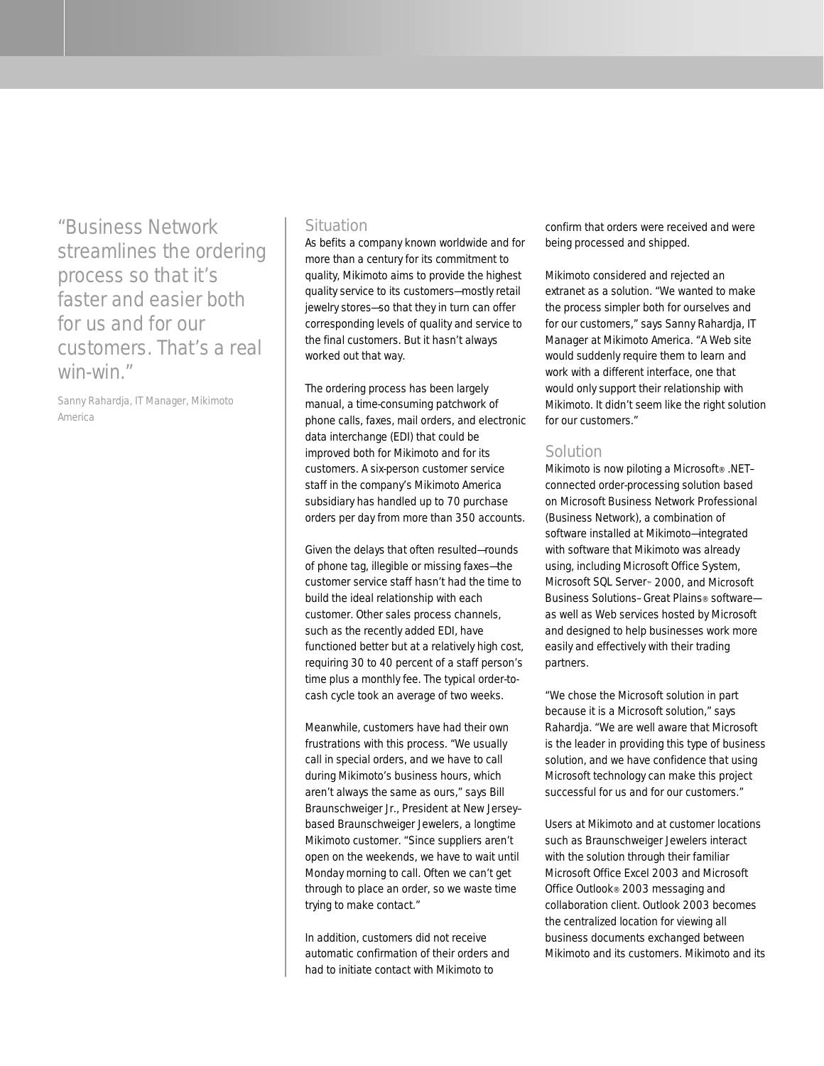> "Business Network streamlines the ordering process so that it's faster and easier both for us and for our customers. That's a real win-win."
>
> Sanny Rahardja, IT Manager, Mikimoto America

## Situation

As befits a company known worldwide and for more than a century for its commitment to quality, Mikimoto aims to provide the highest quality service to its customers—mostly retail jewelry stores—so that they in turn can offer corresponding levels of quality and service to the final customers. But it hasn't always worked out that way.

The ordering process has been largely manual, a time-consuming patchwork of phone calls, faxes, mail orders, and electronic data interchange (EDI) that could be improved both for Mikimoto and for its customers. A six-person customer service staff in the company's Mikimoto America subsidiary has handled up to 70 purchase orders per day from more than 350 accounts.

Given the delays that often resulted—rounds of phone tag, illegible or missing faxes—the customer service staff hasn't had the time to build the ideal relationship with each customer. Other sales process channels, such as the recently added EDI, have functioned better but at a relatively high cost, requiring 30 to 40 percent of a staff person's time plus a monthly fee. The typical order-to-cash cycle took an average of two weeks.

Meanwhile, customers have had their own frustrations with this process. "We usually call in special orders, and we have to call during Mikimoto's business hours, which aren't always the same as ours," says Bill Braunschweiger Jr., President at New Jersey–based Braunschweiger Jewelers, a longtime Mikimoto customer. "Since suppliers aren't open on the weekends, we have to wait until Monday morning to call. Often we can't get through to place an order, so we waste time trying to make contact."

In addition, customers did not receive automatic confirmation of their orders and had to initiate contact with Mikimoto to confirm that orders were received and were being processed and shipped.

Mikimoto considered and rejected an extranet as a solution. "We wanted to make the process simpler both for ourselves and for our customers," says Sanny Rahardja, IT Manager at Mikimoto America. "A Web site would suddenly require them to learn and work with a different interface, one that would only support their relationship with Mikimoto. It didn't seem like the right solution for our customers."

## Solution

Mikimoto is now piloting a Microsoft® .NET–connected order-processing solution based on Microsoft Business Network Professional (Business Network), a combination of software installed at Mikimoto—integrated with software that Mikimoto was already using, including Microsoft Office System, Microsoft SQL Server™ 2000, and Microsoft Business Solutions–Great Plains® software—as well as Web services hosted by Microsoft and designed to help businesses work more easily and effectively with their trading partners.

"We chose the Microsoft solution in part because it is a Microsoft solution," says Rahardja. "We are well aware that Microsoft is the leader in providing this type of business solution, and we have confidence that using Microsoft technology can make this project successful for us and for our customers."

Users at Mikimoto and at customer locations such as Braunschweiger Jewelers interact with the solution through their familiar Microsoft Office Excel 2003 and Microsoft Office Outlook® 2003 messaging and collaboration client. Outlook 2003 becomes the centralized location for viewing all business documents exchanged between Mikimoto and its customers. Mikimoto and its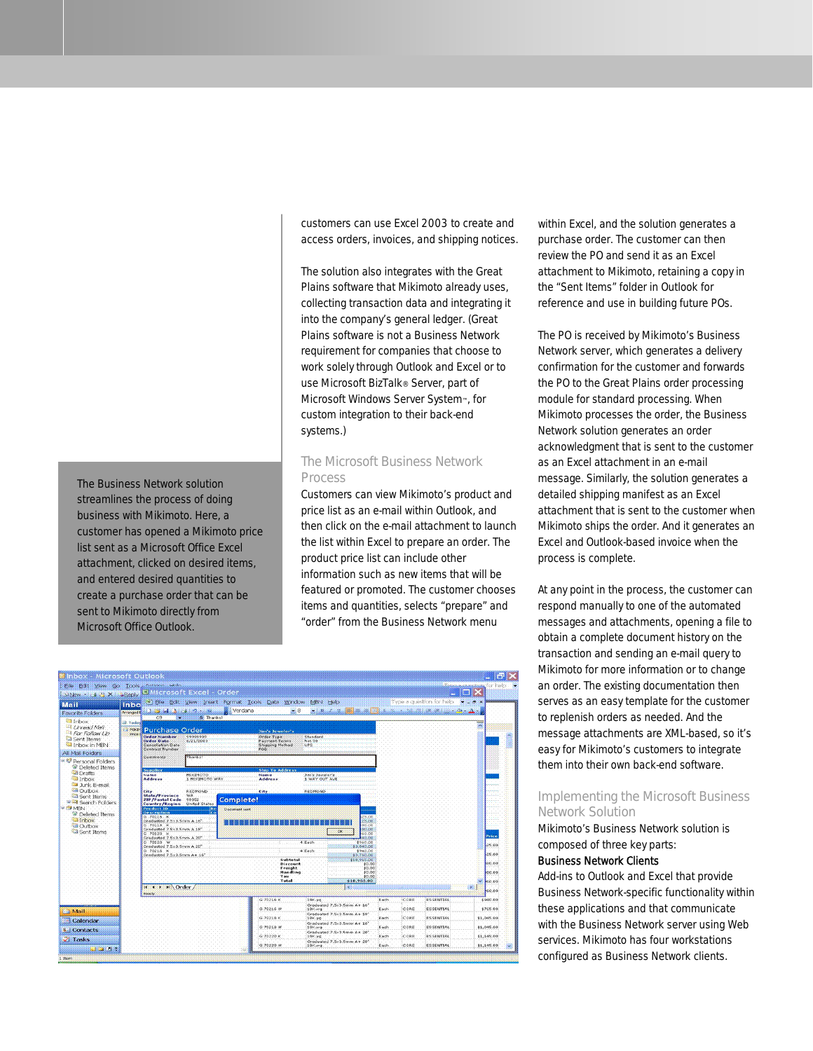The Business Network solution streamlines the process of doing business with Mikimoto. Here, a customer has opened a Mikimoto price list sent as a Microsoft Office Excel attachment, clicked on desired items, and entered desired quantities to create a purchase order that can be sent to Mikimoto directly from Microsoft Office Outlook.

customers can use Excel 2003 to create and access orders, invoices, and shipping notices.

The solution also integrates with the Great Plains software that Mikimoto already uses, collecting transaction data and integrating it into the company's general ledger. (Great Plains software is not a Business Network requirement for companies that choose to work solely through Outlook and Excel or to use Microsoft BizTalk® Server, part of Microsoft Windows Server System™, for custom integration to their back-end systems.)

## The Microsoft Business Network Process

Customers can view Mikimoto's product and price list as an e-mail within Outlook, and then click on the e-mail attachment to launch the list within Excel to prepare an order. The product price list can include other information such as new items that will be featured or promoted. The customer chooses items and quantities, selects "prepare" and "order" from the Business Network menu within Excel, and the solution generates a purchase order. The customer can then review the PO and send it as an Excel attachment to Mikimoto, retaining a copy in the "Sent Items" folder in Outlook for reference and use in building future POs.

The PO is received by Mikimoto's Business Network server, which generates a delivery confirmation for the customer and forwards the PO to the Great Plains order processing module for standard processing. When Mikimoto processes the order, the Business Network solution generates an order acknowledgment that is sent to the customer as an Excel attachment in an e-mail message. Similarly, the solution generates a detailed shipping manifest as an Excel attachment that is sent to the customer when Mikimoto ships the order. And it generates an Excel and Outlook-based invoice when the process is complete.

At any point in the process, the customer can respond manually to one of the automated messages and attachments, opening a file to obtain a complete document history on the transaction and sending an e-mail query to Mikimoto for more information or to change an order. The existing documentation then serves as an easy template for the customer to replenish orders as needed. And the message attachments are XML-based, so it's easy for Mikimoto's customers to integrate them into their own back-end software.

## Implementing the Microsoft Business Network Solution

Mikimoto's Business Network solution is composed of three key parts:

**Business Network Clients**

Add-ins to Outlook and Excel that provide Business Network-specific functionality within these applications and that communicate with the Business Network server using Web services. Mikimoto has four workstations configured as Business Network clients.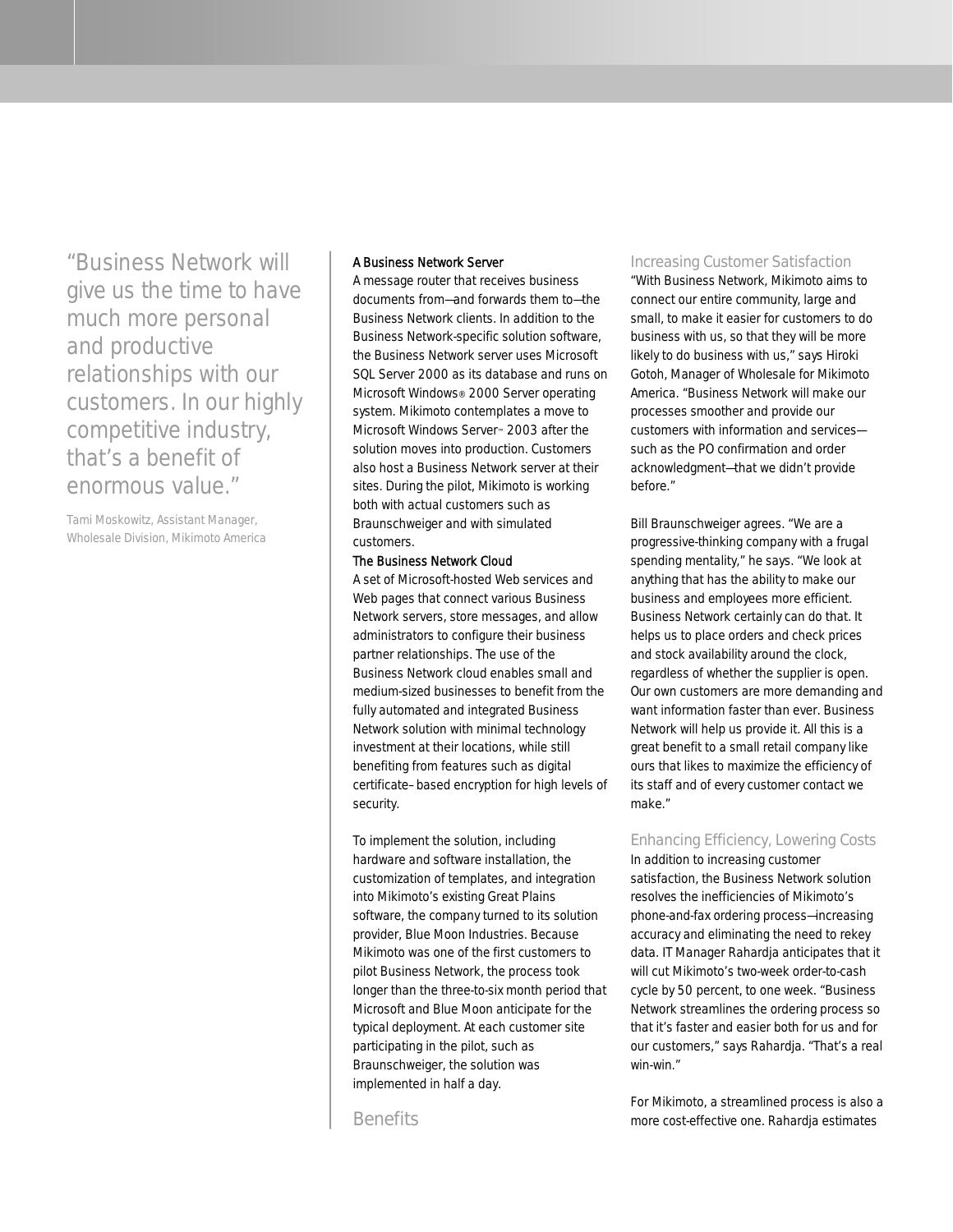> "Business Network will give us the time to have much more personal and productive relationships with our customers. In our highly competitive industry, that's a benefit of enormous value."
>
> Tami Moskowitz, Assistant Manager, Wholesale Division, Mikimoto America

**A Business Network Server**
A message router that receives business documents from—and forwards them to—the Business Network clients. In addition to the Business Network-specific solution software, the Business Network server uses Microsoft SQL Server 2000 as its database and runs on Microsoft Windows® 2000 Server operating system. Mikimoto contemplates a move to Microsoft Windows Server™ 2003 after the solution moves into production. Customers also host a Business Network server at their sites. During the pilot, Mikimoto is working both with actual customers such as Braunschweiger and with simulated customers.

**The Business Network Cloud**
A set of Microsoft-hosted Web services and Web pages that connect various Business Network servers, store messages, and allow administrators to configure their business partner relationships. The use of the Business Network cloud enables small and medium-sized businesses to benefit from the fully automated and integrated Business Network solution with minimal technology investment at their locations, while still benefiting from features such as digital certificate–based encryption for high levels of security.

To implement the solution, including hardware and software installation, the customization of templates, and integration into Mikimoto's existing Great Plains software, the company turned to its solution provider, Blue Moon Industries. Because Mikimoto was one of the first customers to pilot Business Network, the process took longer than the three-to-six month period that Microsoft and Blue Moon anticipate for the typical deployment. At each customer site participating in the pilot, such as Braunschweiger, the solution was implemented in half a day.

## Benefits

### Increasing Customer Satisfaction

"With Business Network, Mikimoto aims to connect our entire community, large and small, to make it easier for customers to do business with us, so that they will be more likely to do business with us," says Hiroki Gotoh, Manager of Wholesale for Mikimoto America. "Business Network will make our processes smoother and provide our customers with information and services—such as the PO confirmation and order acknowledgment—that we didn't provide before."

Bill Braunschweiger agrees. "We are a progressive-thinking company with a frugal spending mentality," he says. "We look at anything that has the ability to make our business and employees more efficient. Business Network certainly can do that. It helps us to place orders and check prices and stock availability around the clock, regardless of whether the supplier is open. Our own customers are more demanding and want information faster than ever. Business Network will help us provide it. All this is a great benefit to a small retail company like ours that likes to maximize the efficiency of its staff and of every customer contact we make."

### Enhancing Efficiency, Lowering Costs

In addition to increasing customer satisfaction, the Business Network solution resolves the inefficiencies of Mikimoto's phone-and-fax ordering process—increasing accuracy and eliminating the need to rekey data. IT Manager Rahardja anticipates that it will cut Mikimoto's two-week order-to-cash cycle by 50 percent, to one week. "Business Network streamlines the ordering process so that it's faster and easier both for us and for our customers," says Rahardja. "That's a real win-win."

For Mikimoto, a streamlined process is also a more cost-effective one. Rahardja estimates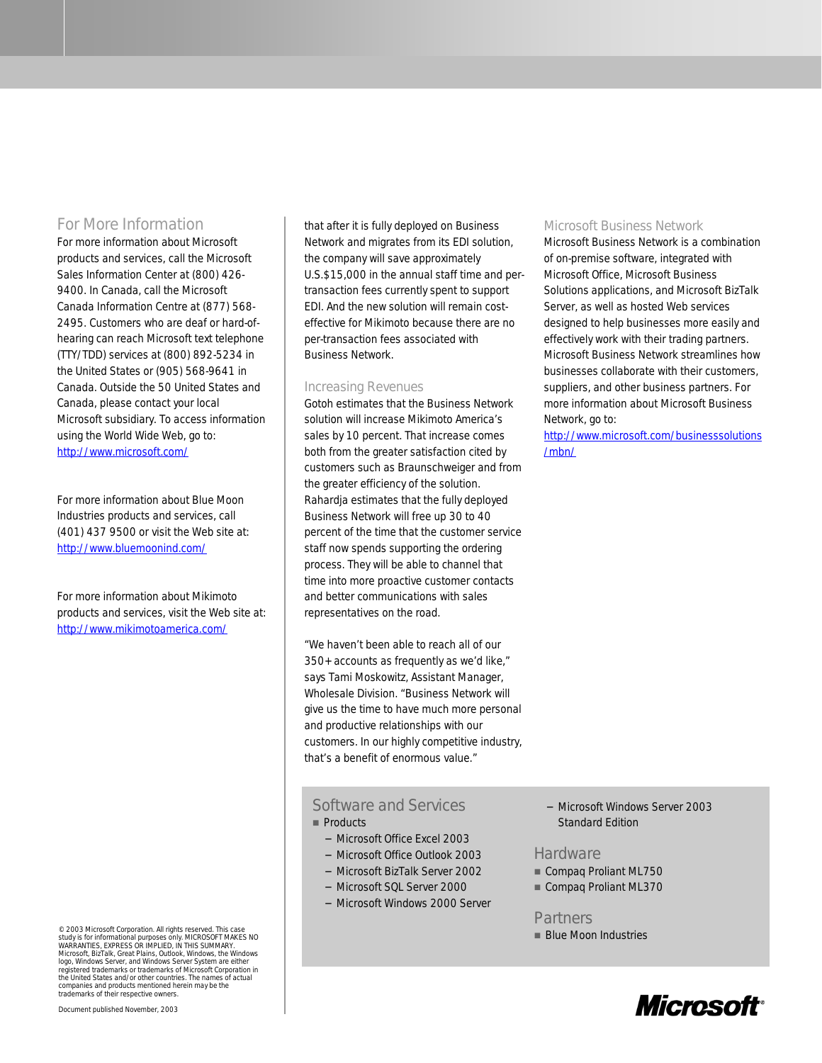## For More Information

For more information about Microsoft products and services, call the Microsoft Sales Information Center at (800) 426-9400. In Canada, call the Microsoft Canada Information Centre at (877) 568-2495. Customers who are deaf or hard-of-hearing can reach Microsoft text telephone (TTY/TDD) services at (800) 892-5234 in the United States or (905) 568-9641 in Canada. Outside the 50 United States and Canada, please contact your local Microsoft subsidiary. To access information using the World Wide Web, go to: http://www.microsoft.com/

For more information about Blue Moon Industries products and services, call (401) 437 9500 or visit the Web site at: http://www.bluemoonind.com/

For more information about Mikimoto products and services, visit the Web site at: http://www.mikimotoamerica.com/

© 2003 Microsoft Corporation. All rights reserved. This case study is for informational purposes only. MICROSOFT MAKES NO WARRANTIES, EXPRESS OR IMPLIED, IN THIS SUMMARY. Microsoft, BizTalk, Great Plains, Outlook, Windows, the Windows logo, Windows Server, and Windows Server System are either registered trademarks or trademarks of Microsoft Corporation in the United States and/or other countries. The names of actual companies and products mentioned herein may be the trademarks of their respective owners.

Document published November, 2003

that after it is fully deployed on Business Network and migrates from its EDI solution, the company will save approximately U.S.$15,000 in the annual staff time and per-transaction fees currently spent to support EDI. And the new solution will remain cost-effective for Mikimoto because there are no per-transaction fees associated with Business Network.

### Increasing Revenues

Gotoh estimates that the Business Network solution will increase Mikimoto America's sales by 10 percent. That increase comes both from the greater satisfaction cited by customers such as Braunschweiger and from the greater efficiency of the solution. Rahardja estimates that the fully deployed Business Network will free up 30 to 40 percent of the time that the customer service staff now spends supporting the ordering process. They will be able to channel that time into more proactive customer contacts and better communications with sales representatives on the road.

"We haven't been able to reach all of our 350+ accounts as frequently as we'd like," says Tami Moskowitz, Assistant Manager, Wholesale Division. "Business Network will give us the time to have much more personal and productive relationships with our customers. In our highly competitive industry, that's a benefit of enormous value."

### Microsoft Business Network

Microsoft Business Network is a combination of on-premise software, integrated with Microsoft Office, Microsoft Business Solutions applications, and Microsoft BizTalk Server, as well as hosted Web services designed to help businesses more easily and effectively work with their trading partners. Microsoft Business Network streamlines how businesses collaborate with their customers, suppliers, and other business partners. For more information about Microsoft Business Network, go to: http://www.microsoft.com/businesssolutions/mbn/

### Software and Services

- Products
  - Microsoft Office Excel 2003
  - Microsoft Office Outlook 2003
  - Microsoft BizTalk Server 2002
  - Microsoft SQL Server 2000
  - Microsoft Windows 2000 Server
  - Microsoft Windows Server 2003 Standard Edition

### Hardware

- Compaq Proliant ML750
- Compaq Proliant ML370

### Partners

- Blue Moon Industries